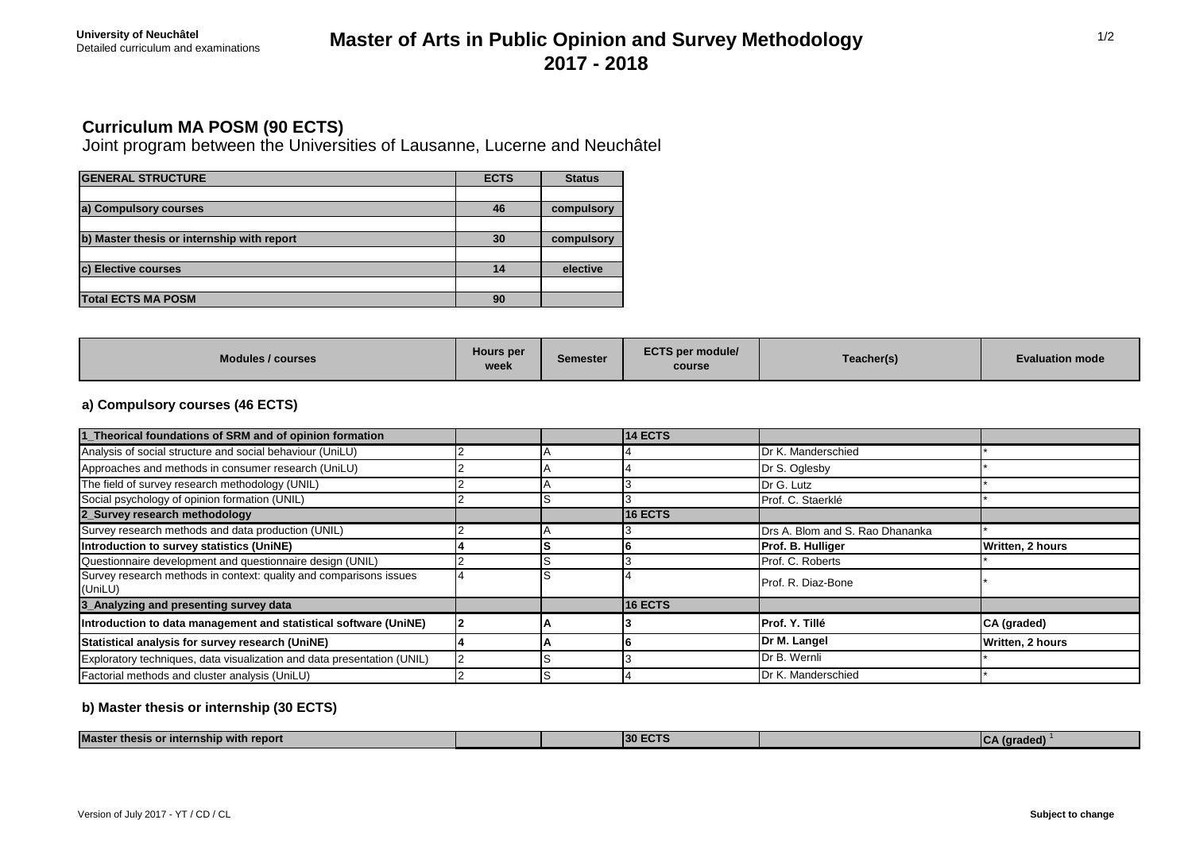**University of Neuchâtel**
Detailed curriculum and examinations

# Master of Arts in Public Opinion and Survey Methodology 2017 - 2018

## Curriculum MA POSM (90 ECTS)

Joint program between the Universities of Lausanne, Lucerne and Neuchâtel

| GENERAL STRUCTURE | ECTS | Status |
|---|---|---|
| a) Compulsory courses | 46 | compulsory |
| b) Master thesis or internship with report | 30 | compulsory |
| c) Elective courses | 14 | elective |
| Total ECTS MA POSM | 90 | |

### a) Compulsory courses (46 ECTS)

| Modules / courses | Hours per week | Semester | ECTS per module/ course | Teacher(s) | Evaluation mode |
|---|---|---|---|---|---|
| **1_Theorical foundations of SRM and of opinion formation** | | | **14 ECTS** | | |
| Analysis of social structure and social behaviour (UniLU) | 2 | A | 4 | Dr K. Manderschied | * |
| Approaches and methods in consumer research (UniLU) | 2 | A | 4 | Dr S. Oglesby | * |
| The field of survey research methodology (UNIL) | 2 | A | 3 | Dr G. Lutz | * |
| Social psychology of opinion formation (UNIL) | 2 | S | 3 | Prof. C. Staerklé | * |
| **2_Survey research methodology** | | | **16 ECTS** | | |
| Survey research methods and data production (UNIL) | 2 | A | 3 | Drs A. Blom and S. Rao Dhananka | * |
| **Introduction to survey statistics (UniNE)** | **4** | **S** | **6** | **Prof. B. Hulliger** | **Written, 2 hours** |
| Questionnaire development and questionnaire design (UNIL) | 2 | S | 3 | Prof. C. Roberts | * |
| Survey research methods in context: quality and comparisons issues (UniLU) | 4 | S | 4 | Prof. R. Diaz-Bone | * |
| **3_Analyzing and presenting survey data** | | | **16 ECTS** | | |
| **Introduction to data management and statistical software (UniNE)** | **2** | **A** | **3** | **Prof. Y. Tillé** | **CA (graded)** |
| **Statistical analysis for survey research (UniNE)** | **4** | **A** | **6** | **Dr M. Langel** | **Written, 2 hours** |
| Exploratory techniques, data visualization and data presentation (UNIL) | 2 | S | 3 | Dr B. Wernli | * |
| Factorial methods and cluster analysis (UniLU) | 2 | S | 4 | Dr K. Manderschied | * |

### b) Master thesis or internship (30 ECTS)

| Modules / courses | Hours per week | Semester | ECTS per module/ course | Teacher(s) | Evaluation mode |
|---|---|---|---|---|---|
| **Master thesis or internship with report** | | | **30 ECTS** | | **CA (graded)** [1] |

Version of July 2017 - YT / CD / CL

**Subject to change**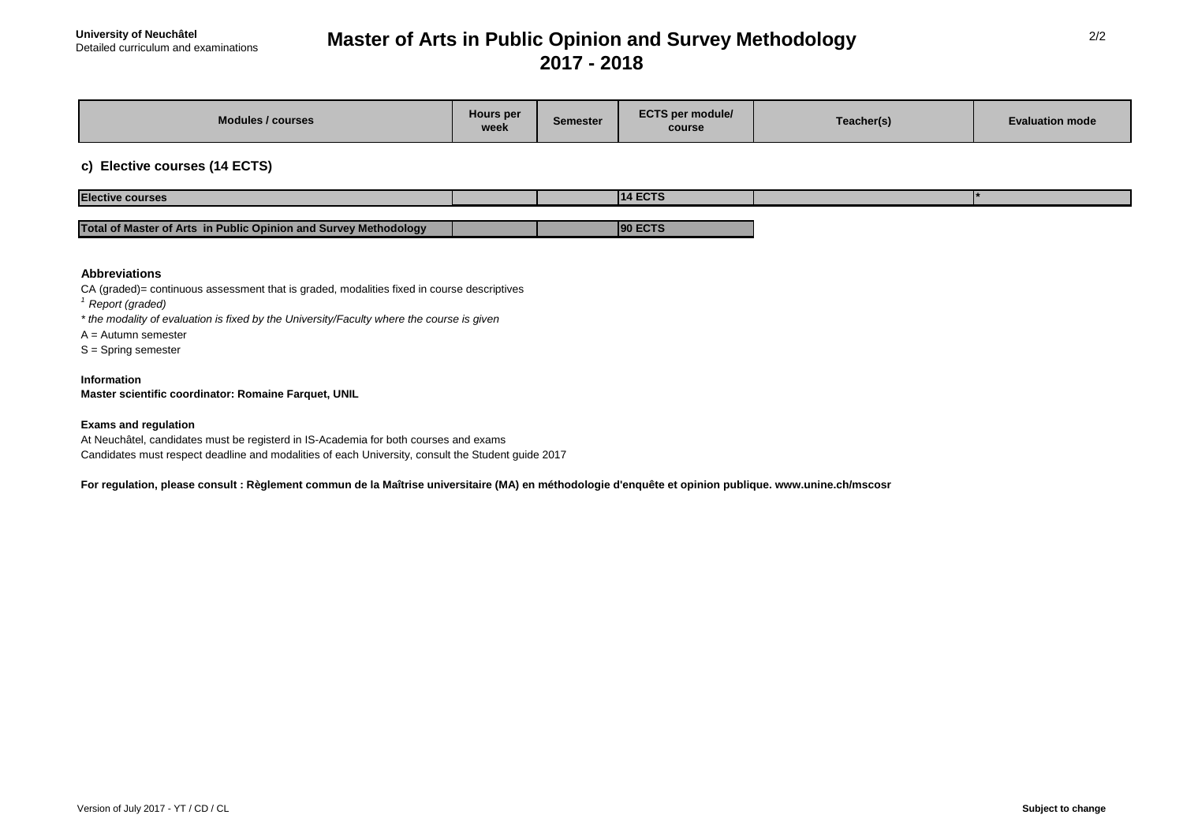| Modules / courses | Hours per week | Semester | ECTS per module/ course | Teacher(s) | Evaluation mode |
|---|---|---|---|---|---|
| **c) Elective courses (14 ECTS)** | | | | | |
| **Elective courses** | | | **14 ECTS** | | * |
| **Total of Master of Arts in Public Opinion and Survey Methodology** | | | **90 ECTS** | | |

**Abbreviations**

CA (graded)= continuous assessment that is graded, modalities fixed in course descriptives

[1] *Report (graded)*

*\* the modality of evaluation is fixed by the University/Faculty where the course is given*

A = Autumn semester

S = Spring semester

**Information**

**Master scientific coordinator: Romaine Farquet, UNIL**

**Exams and regulation**

At Neuchâtel, candidates must be registerd in IS-Academia for both courses and exams

Candidates must respect deadline and modalities of each University, consult the Student guide 2017

**For regulation, please consult : Règlement commun de la Maîtrise universitaire (MA) en méthodologie d'enquête et opinion publique. www.unine.ch/mscosr**

Version of July 2017 - YT / CD / CL

**Subject to change**